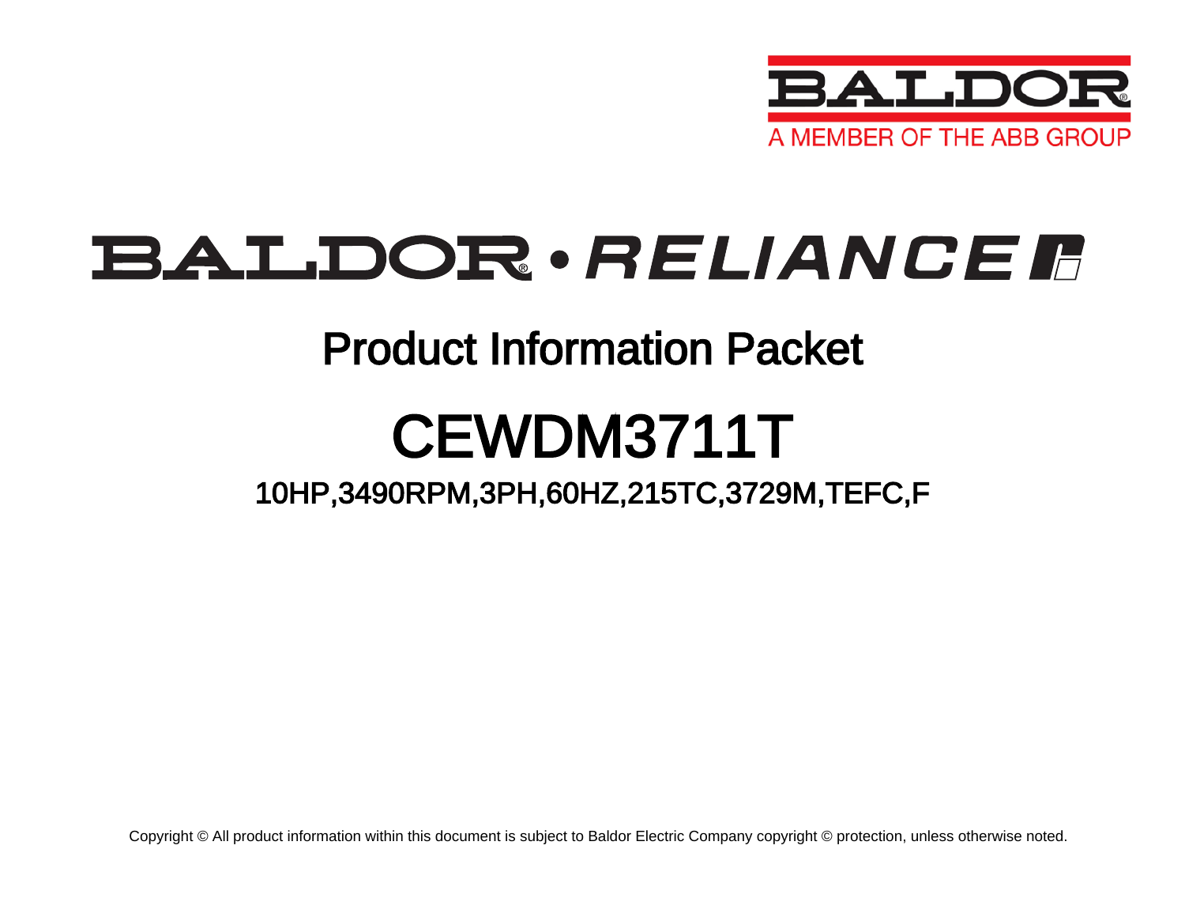BALDOR
A MEMBER OF THE ABB GROUP

BALDOR • RELIANCE

# Product Information Packet

# CEWDM3711T

## 10HP,3490RPM,3PH,60HZ,215TC,3729M,TEFC,F

Copyright © All product information within this document is subject to Baldor Electric Company copyright © protection, unless otherwise noted.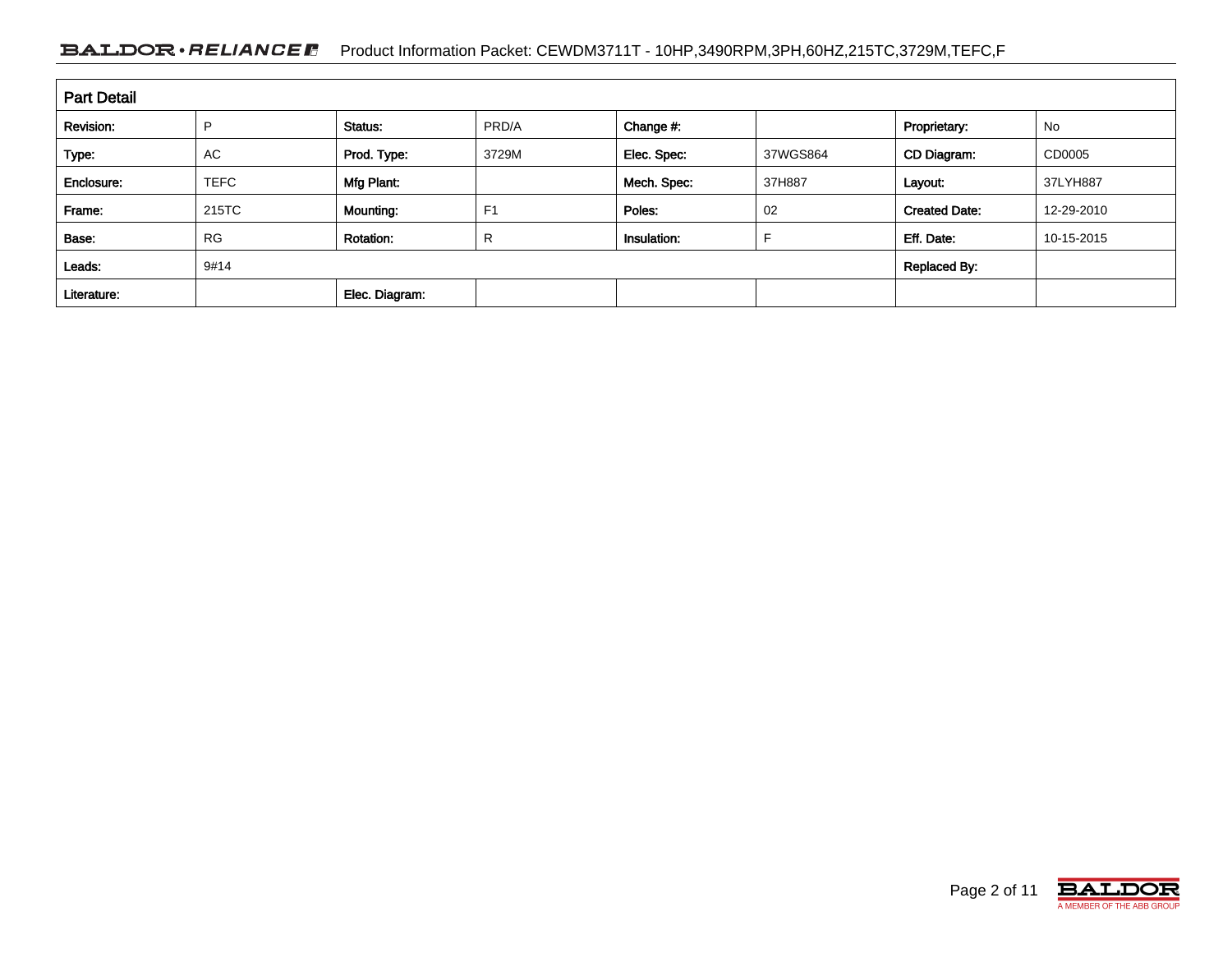| Part Detail | | | | | | | |
|---|---|---|---|---|---|---|---|
| **Revision:** | P | **Status:** | PRD/A | **Change #:** | | **Proprietary:** | No |
| **Type:** | AC | **Prod. Type:** | 3729M | **Elec. Spec:** | 37WGS864 | **CD Diagram:** | CD0005 |
| **Enclosure:** | TEFC | **Mfg Plant:** | | **Mech. Spec:** | 37H887 | **Layout:** | 37LYH887 |
| **Frame:** | 215TC | **Mounting:** | F1 | **Poles:** | 02 | **Created Date:** | 12-29-2010 |
| **Base:** | RG | **Rotation:** | R | **Insulation:** | F | **Eff. Date:** | 10-15-2015 |
| **Leads:** | 9#14 | | | | | **Replaced By:** | |
| **Literature:** | | **Elec. Diagram:** | | | | | |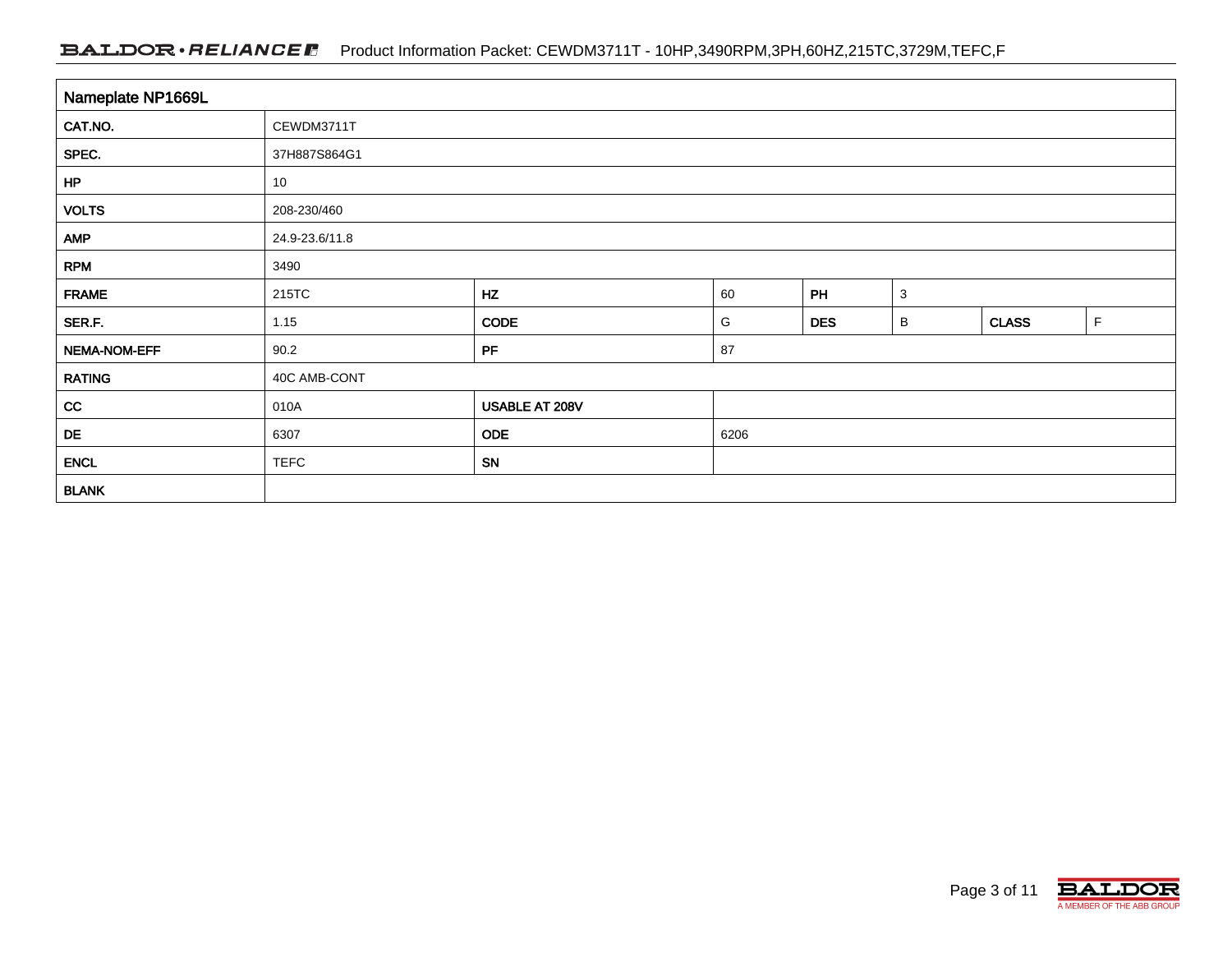## Nameplate NP1669L

| | | | | | | | |
|---|---|---|---|---|---|---|---|
| CAT.NO. | CEWDM3711T | | | | | | |
| SPEC. | 37H887S864G1 | | | | | | |
| HP | 10 | | | | | | |
| VOLTS | 208-230/460 | | | | | | |
| AMP | 24.9-23.6/11.8 | | | | | | |
| RPM | 3490 | | | | | | |
| FRAME | 215TC | HZ | 60 | PH | 3 | | |
| SER.F. | 1.15 | CODE | G | DES | B | CLASS | F |
| NEMA-NOM-EFF | 90.2 | PF | 87 | | | | |
| RATING | 40C AMB-CONT | | | | | | |
| CC | 010A | USABLE AT 208V | | | | | |
| DE | 6307 | ODE | 6206 | | | | |
| ENCL | TEFC | SN | | | | | |
| BLANK | | | | | | | |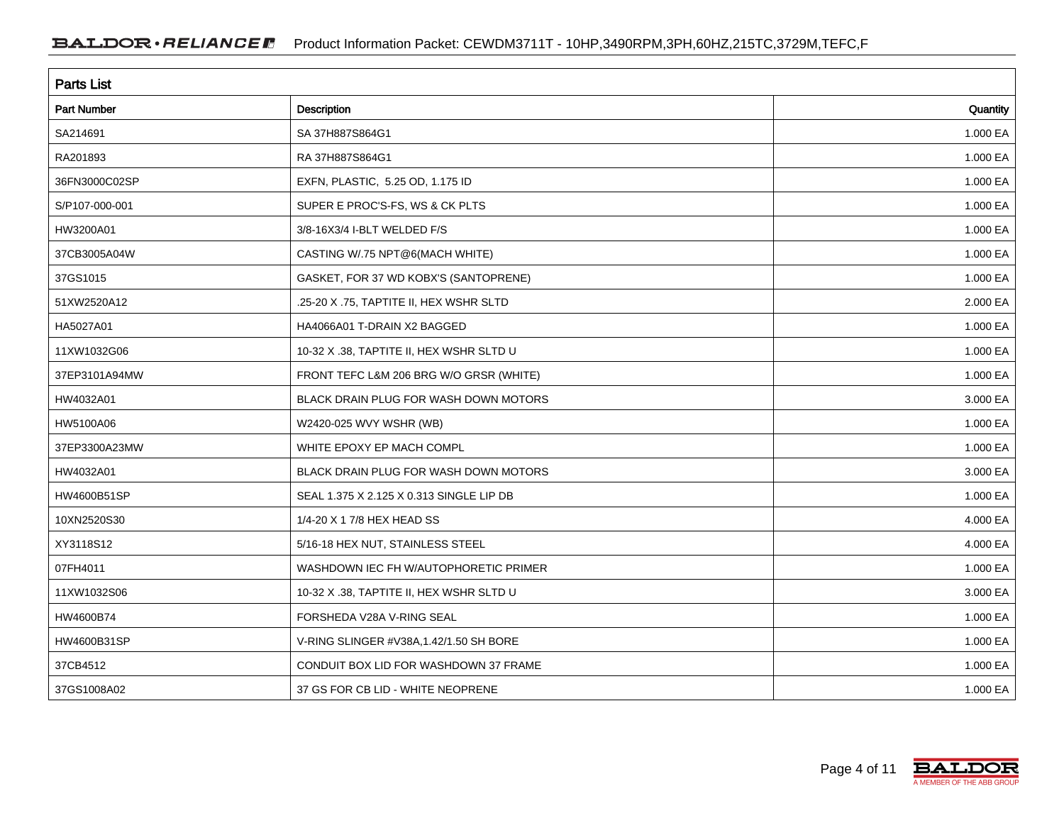## Parts List

| Part Number | Description | Quantity |
|---|---|---|
| SA214691 | SA 37H887S864G1 | 1.000 EA |
| RA201893 | RA 37H887S864G1 | 1.000 EA |
| 36FN3000C02SP | EXFN, PLASTIC, 5.25 OD, 1.175 ID | 1.000 EA |
| S/P107-000-001 | SUPER E PROC'S-FS, WS & CK PLTS | 1.000 EA |
| HW3200A01 | 3/8-16X3/4 I-BLT WELDED F/S | 1.000 EA |
| 37CB3005A04W | CASTING W/.75 NPT@6(MACH WHITE) | 1.000 EA |
| 37GS1015 | GASKET, FOR 37 WD KOBX'S (SANTOPRENE) | 1.000 EA |
| 51XW2520A12 | .25-20 X .75, TAPTITE II, HEX WSHR SLTD | 2.000 EA |
| HA5027A01 | HA4066A01 T-DRAIN X2 BAGGED | 1.000 EA |
| 11XW1032G06 | 10-32 X .38, TAPTITE II, HEX WSHR SLTD U | 1.000 EA |
| 37EP3101A94MW | FRONT TEFC L&M 206 BRG W/O GRSR (WHITE) | 1.000 EA |
| HW4032A01 | BLACK DRAIN PLUG FOR WASH DOWN MOTORS | 3.000 EA |
| HW5100A06 | W2420-025 WVY WSHR (WB) | 1.000 EA |
| 37EP3300A23MW | WHITE EPOXY EP MACH COMPL | 1.000 EA |
| HW4032A01 | BLACK DRAIN PLUG FOR WASH DOWN MOTORS | 3.000 EA |
| HW4600B51SP | SEAL 1.375 X 2.125 X 0.313 SINGLE LIP DB | 1.000 EA |
| 10XN2520S30 | 1/4-20 X 1 7/8 HEX HEAD SS | 4.000 EA |
| XY3118S12 | 5/16-18 HEX NUT, STAINLESS STEEL | 4.000 EA |
| 07FH4011 | WASHDOWN IEC FH W/AUTOPHORETIC PRIMER | 1.000 EA |
| 11XW1032S06 | 10-32 X .38, TAPTITE II, HEX WSHR SLTD U | 3.000 EA |
| HW4600B74 | FORSHEDA V28A V-RING SEAL | 1.000 EA |
| HW4600B31SP | V-RING SLINGER #V38A,1.42/1.50 SH BORE | 1.000 EA |
| 37CB4512 | CONDUIT BOX LID FOR WASHDOWN 37 FRAME | 1.000 EA |
| 37GS1008A02 | 37 GS FOR CB LID - WHITE NEOPRENE | 1.000 EA |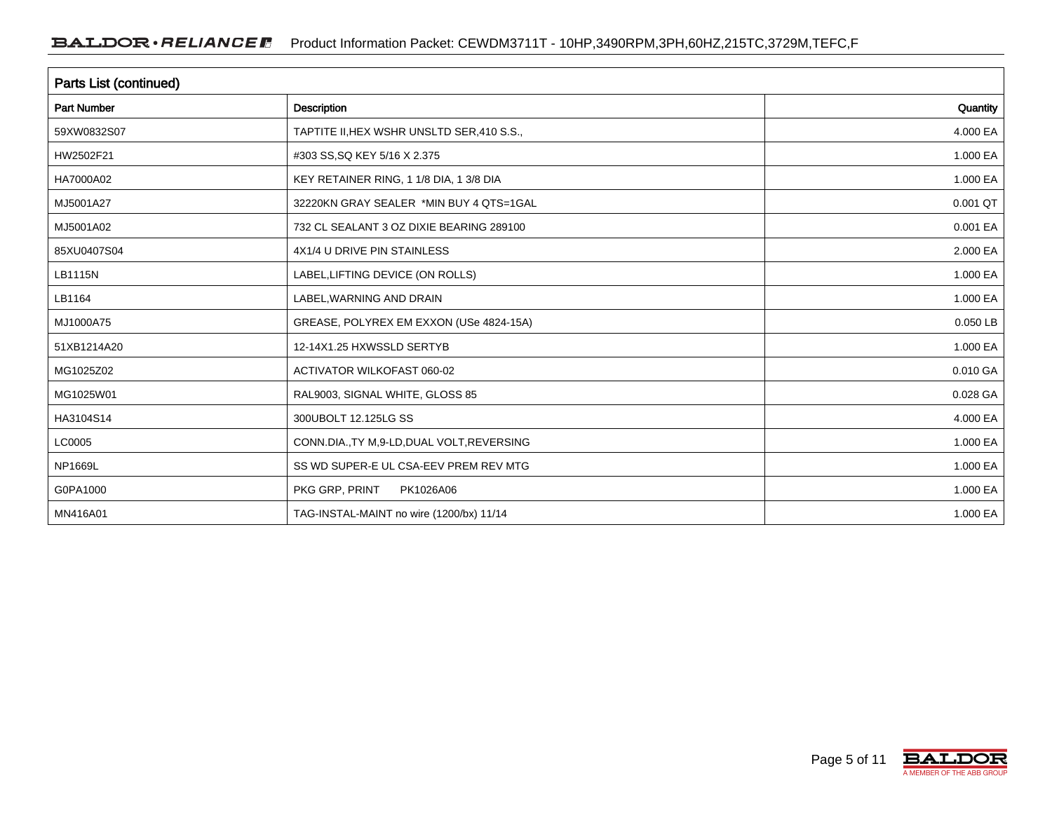## Parts List (continued)

| Part Number | Description | Quantity |
|---|---|---|
| 59XW0832S07 | TAPTITE II,HEX WSHR UNSLTD SER,410 S.S., | 4.000 EA |
| HW2502F21 | #303 SS,SQ KEY 5/16 X 2.375 | 1.000 EA |
| HA7000A02 | KEY RETAINER RING, 1 1/8 DIA, 1 3/8 DIA | 1.000 EA |
| MJ5001A27 | 32220KN GRAY SEALER *MIN BUY 4 QTS=1GAL | 0.001 QT |
| MJ5001A02 | 732 CL SEALANT 3 OZ DIXIE BEARING 289100 | 0.001 EA |
| 85XU0407S04 | 4X1/4 U DRIVE PIN STAINLESS | 2.000 EA |
| LB1115N | LABEL,LIFTING DEVICE (ON ROLLS) | 1.000 EA |
| LB1164 | LABEL,WARNING AND DRAIN | 1.000 EA |
| MJ1000A75 | GREASE, POLYREX EM EXXON (USe 4824-15A) | 0.050 LB |
| 51XB1214A20 | 12-14X1.25 HXWSSLD SERTYB | 1.000 EA |
| MG1025Z02 | ACTIVATOR WILKOFAST 060-02 | 0.010 GA |
| MG1025W01 | RAL9003, SIGNAL WHITE, GLOSS 85 | 0.028 GA |
| HA3104S14 | 300UBOLT 12.125LG SS | 4.000 EA |
| LC0005 | CONN.DIA.,TY M,9-LD,DUAL VOLT,REVERSING | 1.000 EA |
| NP1669L | SS WD SUPER-E UL CSA-EEV PREM REV MTG | 1.000 EA |
| G0PA1000 | PKG GRP, PRINT PK1026A06 | 1.000 EA |
| MN416A01 | TAG-INSTAL-MAINT no wire (1200/bx) 11/14 | 1.000 EA |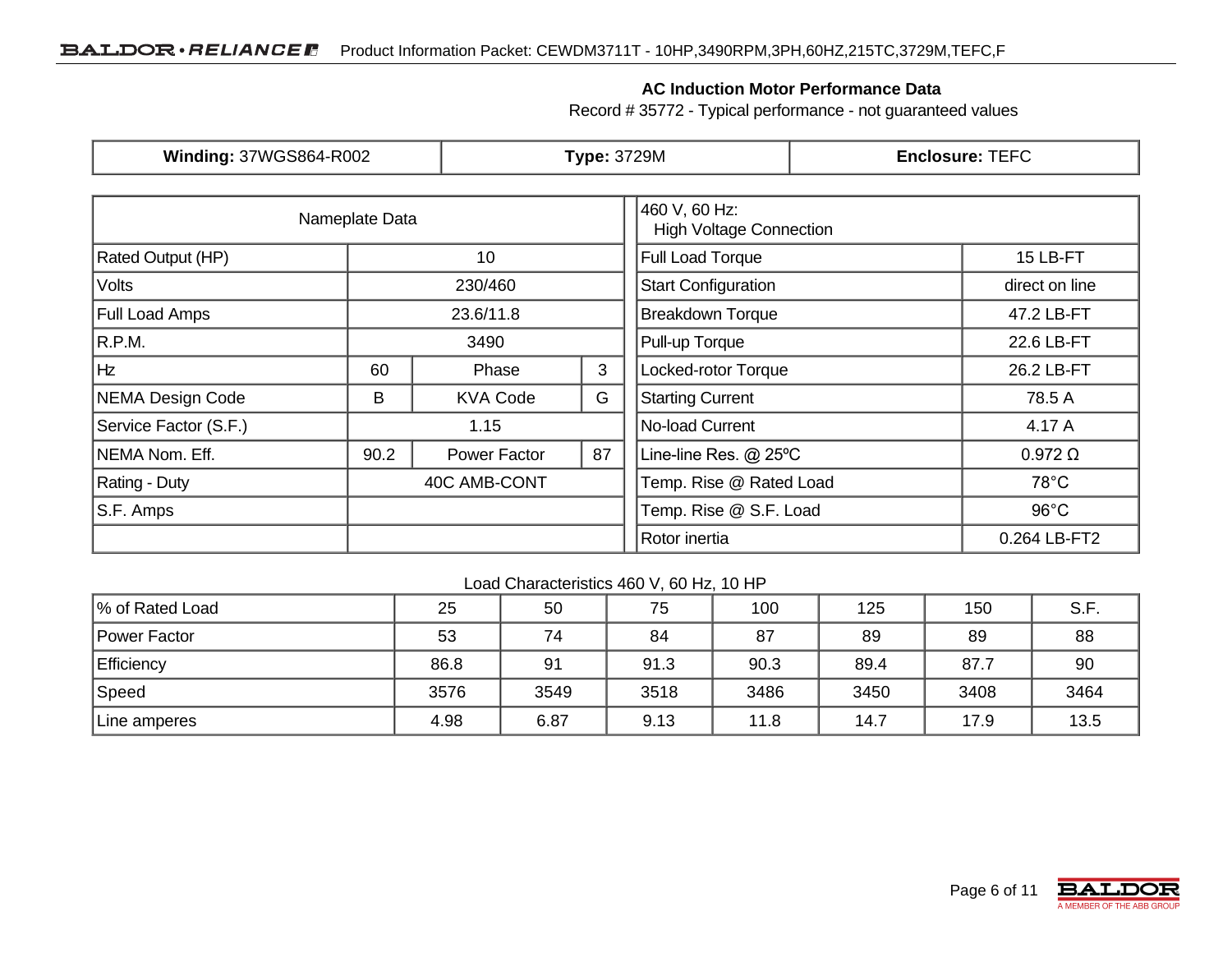## AC Induction Motor Performance Data

Record # 35772 - Typical performance - not guaranteed values

| **Winding:** 37WGS864-R002 | **Type:** 3729M | **Enclosure:** TEFC |
|---|---|---|

| Nameplate Data | | | |
|---|---|---|---|
| Rated Output (HP) | 10 | | |
| Volts | 230/460 | | |
| Full Load Amps | 23.6/11.8 | | |
| R.P.M. | 3490 | | |
| Hz | 60 | Phase | 3 |
| NEMA Design Code | B | KVA Code | G |
| Service Factor (S.F.) | 1.15 | | |
| NEMA Nom. Eff. | 90.2 | Power Factor | 87 |
| Rating - Duty | 40C AMB-CONT | | |
| S.F. Amps | | | |

| 460 V, 60 Hz: High Voltage Connection | |
|---|---|
| Full Load Torque | 15 LB-FT |
| Start Configuration | direct on line |
| Breakdown Torque | 47.2 LB-FT |
| Pull-up Torque | 22.6 LB-FT |
| Locked-rotor Torque | 26.2 LB-FT |
| Starting Current | 78.5 A |
| No-load Current | 4.17 A |
| Line-line Res. @ 25ºC | 0.972 Ω |
| Temp. Rise @ Rated Load | 78°C |
| Temp. Rise @ S.F. Load | 96°C |
| Rotor inertia | 0.264 LB-FT2 |

Load Characteristics 460 V, 60 Hz, 10 HP

| % of Rated Load | 25 | 50 | 75 | 100 | 125 | 150 | S.F. |
|---|---|---|---|---|---|---|---|
| Power Factor | 53 | 74 | 84 | 87 | 89 | 89 | 88 |
| Efficiency | 86.8 | 91 | 91.3 | 90.3 | 89.4 | 87.7 | 90 |
| Speed | 3576 | 3549 | 3518 | 3486 | 3450 | 3408 | 3464 |
| Line amperes | 4.98 | 6.87 | 9.13 | 11.8 | 14.7 | 17.9 | 13.5 |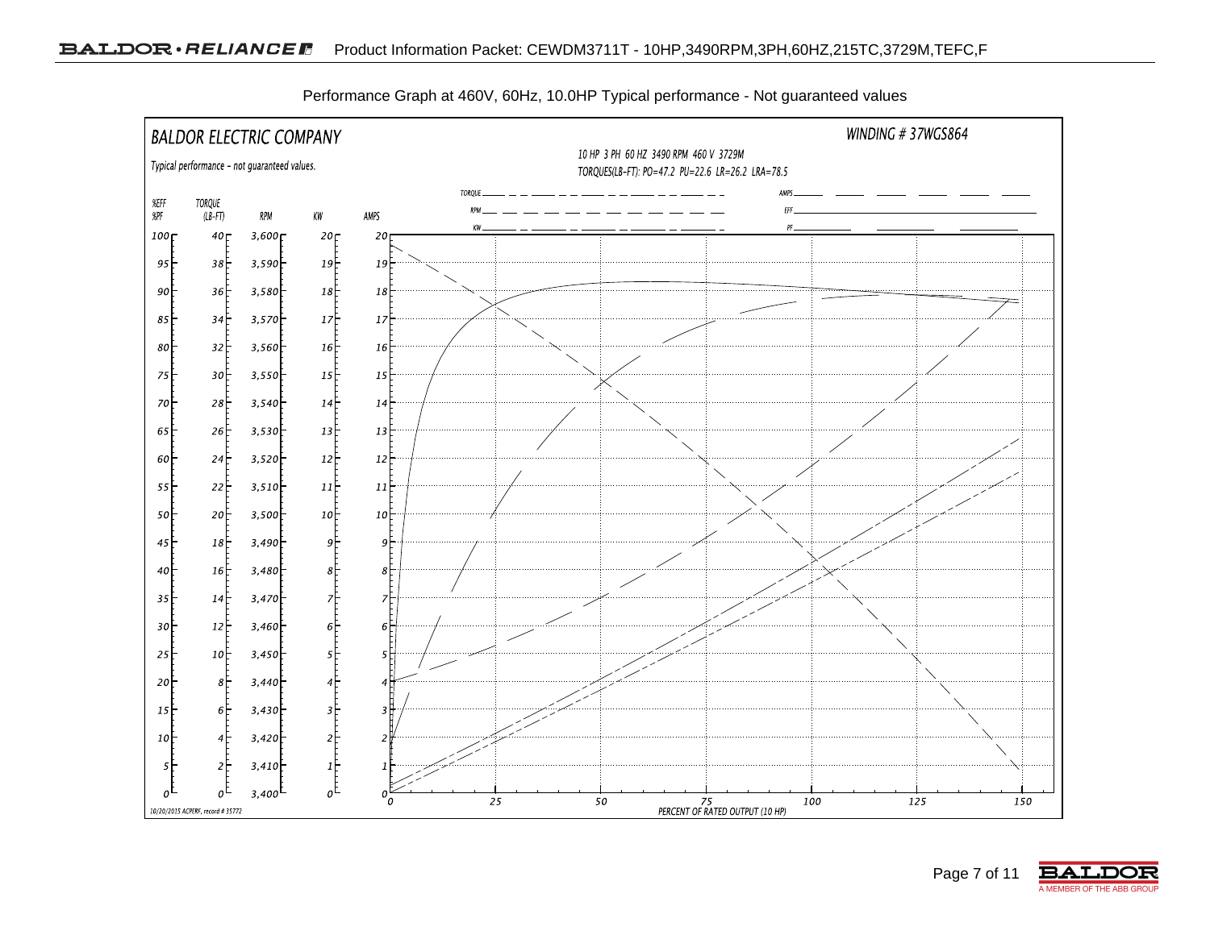Performance Graph at 460V, 60Hz, 10.0HP Typical performance - Not guaranteed values

BALDOR ELECTRIC COMPANY

Typical performance - not guaranteed values.

WINDING # 37WGS864

10 HP 3 PH 60 HZ 3490 RPM 460 V 3729M

TORQUES(LB-FT): PO=47.2 PU=22.6 LR=26.2 LRA=78.5

Legend: TORQUE, RPM, KW, AMPS, EFF, PF

| %EFF %PF | TORQUE (LB-FT) | RPM | KW | AMPS |
|---|---|---|---|---|
| 100 | 40 | 3,600 | 20 | 20 |
| 95 | 38 | 3,590 | 19 | 19 |
| 90 | 36 | 3,580 | 18 | 18 |
| 85 | 34 | 3,570 | 17 | 17 |
| 80 | 32 | 3,560 | 16 | 16 |
| 75 | 30 | 3,550 | 15 | 15 |
| 70 | 28 | 3,540 | 14 | 14 |
| 65 | 26 | 3,530 | 13 | 13 |
| 60 | 24 | 3,520 | 12 | 12 |
| 55 | 22 | 3,510 | 11 | 11 |
| 50 | 20 | 3,500 | 10 | 10 |
| 45 | 18 | 3,490 | 9 | 9 |
| 40 | 16 | 3,480 | 8 | 8 |
| 35 | 14 | 3,470 | 7 | 7 |
| 30 | 12 | 3,460 | 6 | 6 |
| 25 | 10 | 3,450 | 5 | 5 |
| 20 | 8 | 3,440 | 4 | 4 |
| 15 | 6 | 3,430 | 3 | 3 |
| 10 | 4 | 3,420 | 2 | 2 |
| 5 | 2 | 3,410 | 1 | 1 |
| 0 | 0 | 3,400 | 0 | 0 |

PERCENT OF RATED OUTPUT (10 HP): 0, 25, 50, 75, 100, 125, 150

10/20/2015 ACPERF, record # 35772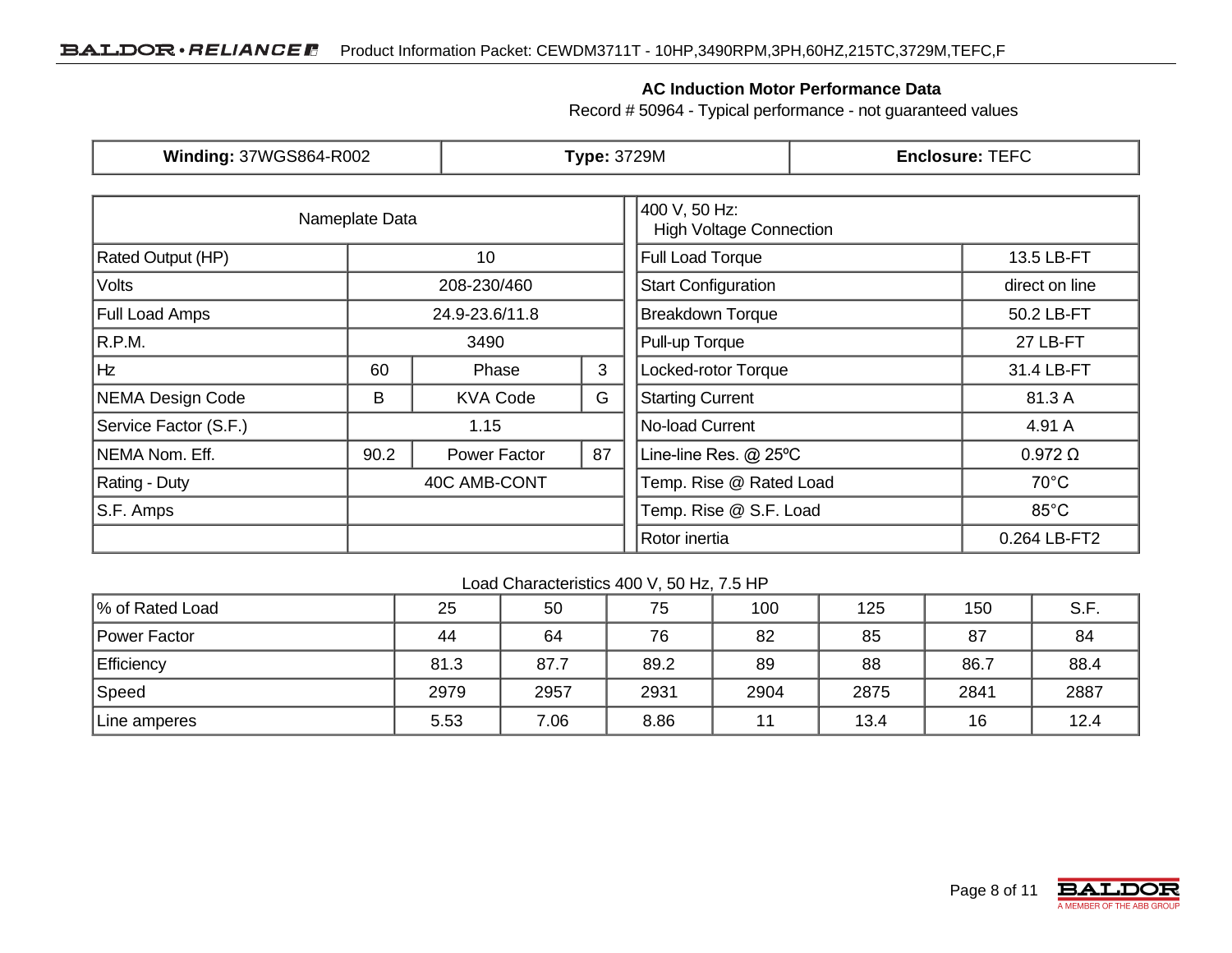## AC Induction Motor Performance Data

Record # 50964 - Typical performance - not guaranteed values

| **Winding:** 37WGS864-R002 | **Type:** 3729M | **Enclosure:** TEFC |
|---|---|---|

| Nameplate Data | | | |
|---|---|---|---|
| Rated Output (HP) | 10 | | |
| Volts | 208-230/460 | | |
| Full Load Amps | 24.9-23.6/11.8 | | |
| R.P.M. | 3490 | | |
| Hz | 60 | Phase | 3 |
| NEMA Design Code | B | KVA Code | G |
| Service Factor (S.F.) | 1.15 | | |
| NEMA Nom. Eff. | 90.2 | Power Factor | 87 |
| Rating - Duty | 40C AMB-CONT | | |
| S.F. Amps | | | |
| | | | |

| 400 V, 50 Hz: High Voltage Connection | |
|---|---|
| Full Load Torque | 13.5 LB-FT |
| Start Configuration | direct on line |
| Breakdown Torque | 50.2 LB-FT |
| Pull-up Torque | 27 LB-FT |
| Locked-rotor Torque | 31.4 LB-FT |
| Starting Current | 81.3 A |
| No-load Current | 4.91 A |
| Line-line Res. @ 25ºC | 0.972 Ω |
| Temp. Rise @ Rated Load | 70°C |
| Temp. Rise @ S.F. Load | 85°C |
| Rotor inertia | 0.264 LB-FT2 |

Load Characteristics 400 V, 50 Hz, 7.5 HP

| % of Rated Load | 25 | 50 | 75 | 100 | 125 | 150 | S.F. |
|---|---|---|---|---|---|---|---|
| Power Factor | 44 | 64 | 76 | 82 | 85 | 87 | 84 |
| Efficiency | 81.3 | 87.7 | 89.2 | 89 | 88 | 86.7 | 88.4 |
| Speed | 2979 | 2957 | 2931 | 2904 | 2875 | 2841 | 2887 |
| Line amperes | 5.53 | 7.06 | 8.86 | 11 | 13.4 | 16 | 12.4 |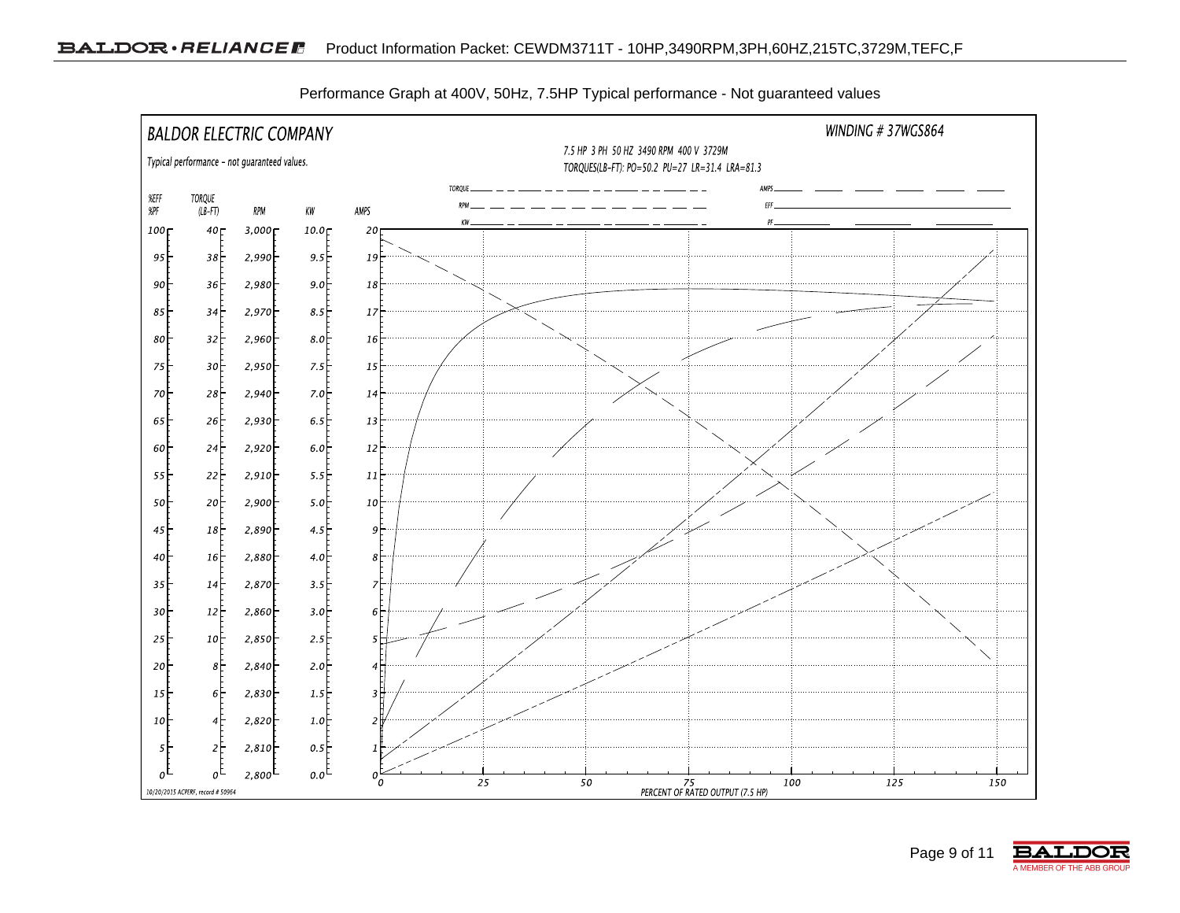Performance Graph at 400V, 50Hz, 7.5HP Typical performance - Not guaranteed values

BALDOR ELECTRIC COMPANY

Typical performance - not guaranteed values.

WINDING # 37WGS864

7.5 HP 3 PH 50 HZ 3490 RPM 400 V 3729M

TORQUES(LB-FT): PO=50.2 PU=27 LR=31.4 LRA=81.3

Legend: TORQUE, RPM, KW, AMPS, EFF, PF

| %EFF %PF | TORQUE (LB-FT) | RPM | KW | AMPS |
| --- | --- | --- | --- | --- |
| 100 | 40 | 3,000 | 10.0 | 20 |
| 95 | 38 | 2,990 | 9.5 | 19 |
| 90 | 36 | 2,980 | 9.0 | 18 |
| 85 | 34 | 2,970 | 8.5 | 17 |
| 80 | 32 | 2,960 | 8.0 | 16 |
| 75 | 30 | 2,950 | 7.5 | 15 |
| 70 | 28 | 2,940 | 7.0 | 14 |
| 65 | 26 | 2,930 | 6.5 | 13 |
| 60 | 24 | 2,920 | 6.0 | 12 |
| 55 | 22 | 2,910 | 5.5 | 11 |
| 50 | 20 | 2,900 | 5.0 | 10 |
| 45 | 18 | 2,890 | 4.5 | 9 |
| 40 | 16 | 2,880 | 4.0 | 8 |
| 35 | 14 | 2,870 | 3.5 | 7 |
| 30 | 12 | 2,860 | 3.0 | 6 |
| 25 | 10 | 2,850 | 2.5 | 5 |
| 20 | 8 | 2,840 | 2.0 | 4 |
| 15 | 6 | 2,830 | 1.5 | 3 |
| 10 | 4 | 2,820 | 1.0 | 2 |
| 5 | 2 | 2,810 | 0.5 | 1 |
| 0 | 0 | 2,800 | 0.0 | 0 |

PERCENT OF RATED OUTPUT (7.5 HP): 0, 25, 50, 75, 100, 125, 150

10/20/2015 ACPERF, record # 50964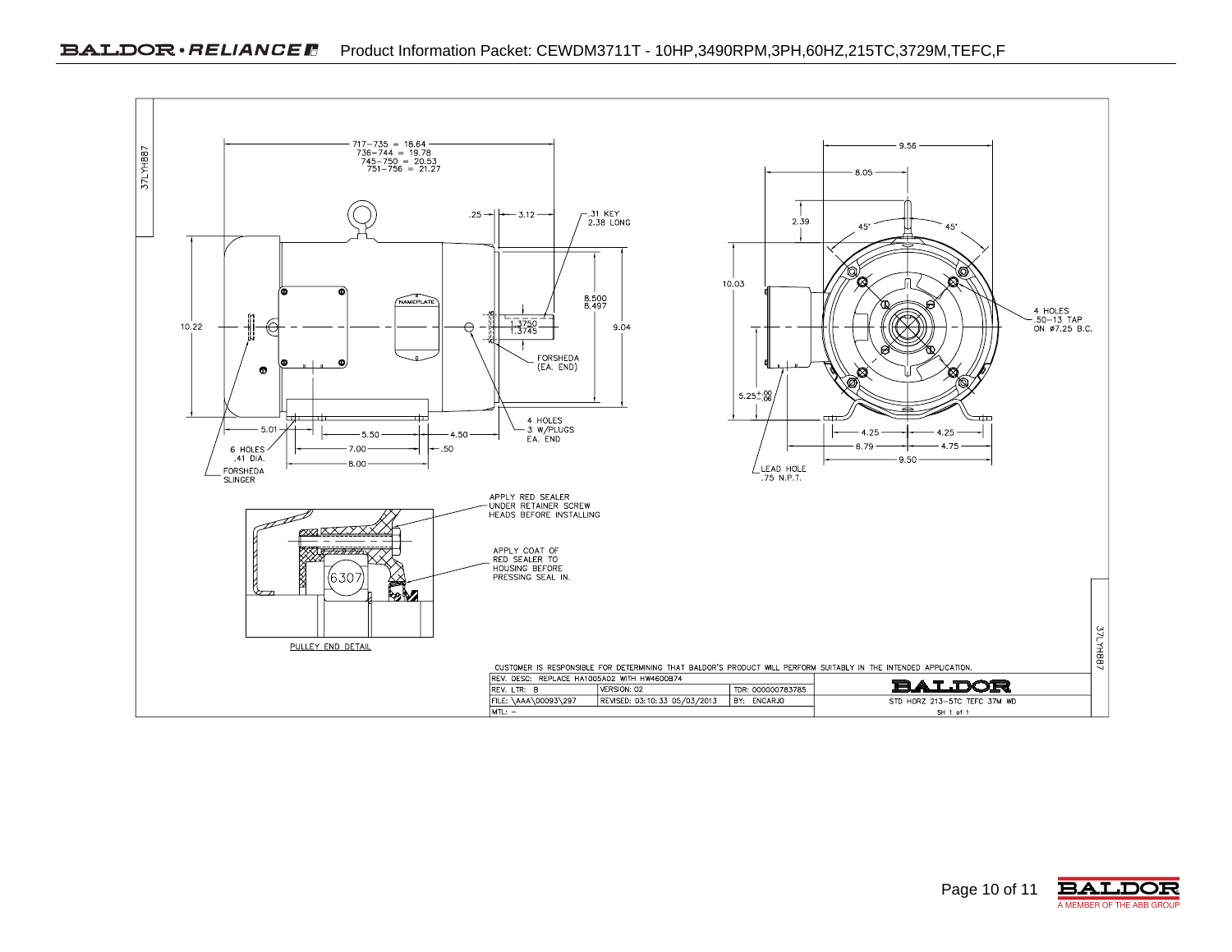37LYH887

717–735 = 18.64
736–744 = 19.78
745–750 = 20.53
751–756 = 21.27

.25 — 3.12 — .31 KEY 2.38 LONG

8.500
8.497

1.3750
1.3745

9.04

10.22

FORSHEDA (EA. END)

4 HOLES 3 W/PLUGS EA. END

5.01 — 5.50 — 4.50

6 HOLES .41 DIA.

7.00 — .50

8.00

FORSHEDA SLINGER

9.56

8.05

2.39

45° 45°

10.03

4 HOLES .50–13 TAP ON ø7.25 B.C.

$5.25^{+.00}_{-.06}$

4.25 — 4.25

6.79 — 4.75

9.50

LEAD HOLE .75 N.P.T.

APPLY RED SEALER UNDER RETAINER SCREW HEADS BEFORE INSTALLING

APPLY COAT OF RED SEALER TO HOUSING BEFORE PRESSING SEAL IN.

6307

PULLEY END DETAIL

CUSTOMER IS RESPONSIBLE FOR DETERMINING THAT BALDOR'S PRODUCT WILL PERFORM SUITABLY IN THE INTENDED APPLICATION.

| REV. DESC: REPLACE HA1005A02 WITH HW4600B74 | | | BALDOR |
|---|---|---|---|
| REV. LTR: B | VERSION: 02 | TDR: 000000783785 | |
| FILE: \AAA\00093\297 | REVISED: 03:10:33 05/03/2013 | BY: ENCARJO | STD HORZ 213–5TC TEFC 37M WD |
| MTL: – | | | SH 1 of 1 |

37LYH887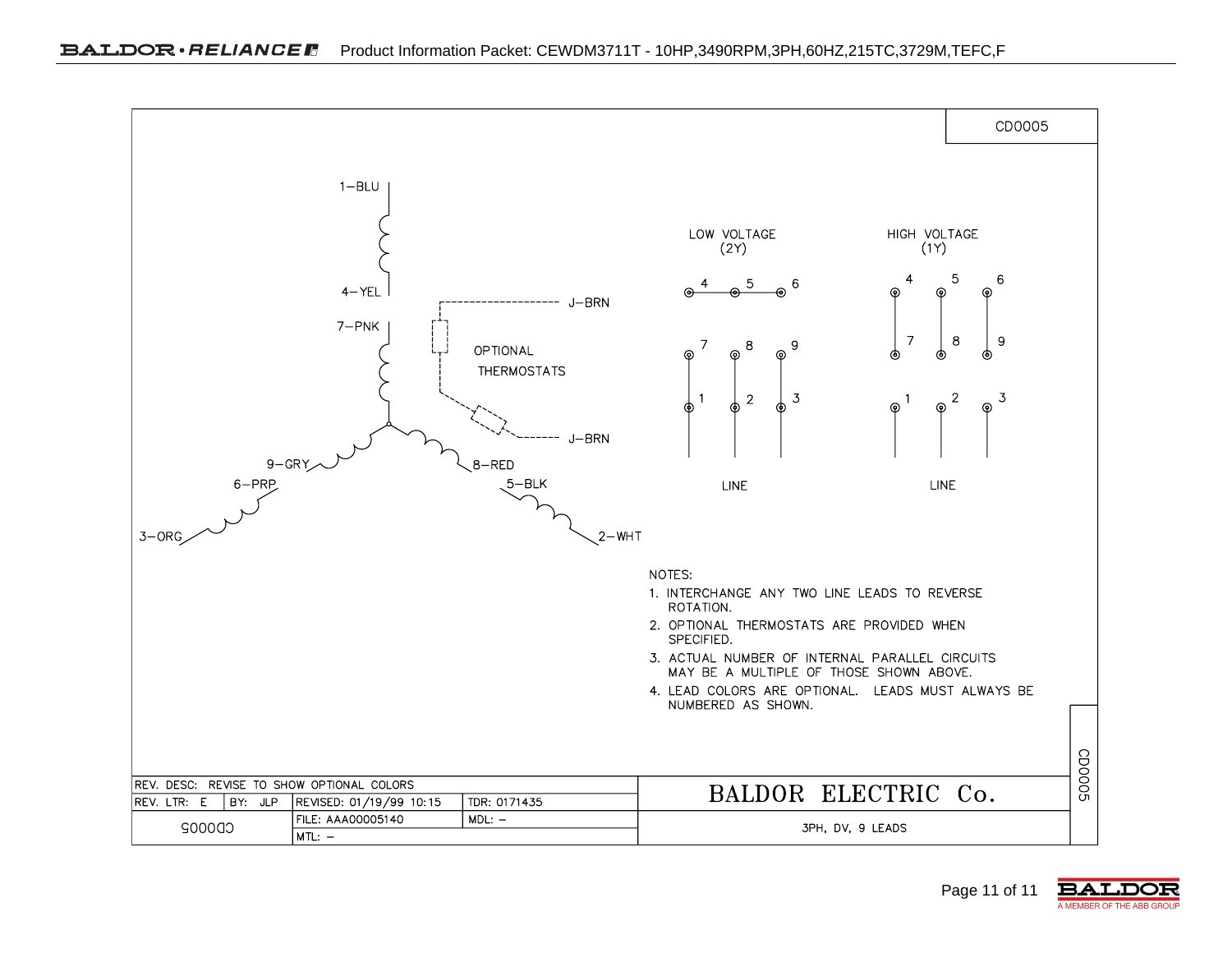CD0005

1–BLU

4–YEL

7–PNK

J–BRN

OPTIONAL

THERMOSTATS

J–BRN

9–GRY

8–RED

6–PRP

5–BLK

3–ORG

2–WHT

LOW VOLTAGE
(2Y)

4 5 6

7 8 9

1 2 3

LINE

HIGH VOLTAGE
(1Y)

4 5 6

7 8 9

1 2 3

LINE

NOTES:

1. INTERCHANGE ANY TWO LINE LEADS TO REVERSE ROTATION.
2. OPTIONAL THERMOSTATS ARE PROVIDED WHEN SPECIFIED.
3. ACTUAL NUMBER OF INTERNAL PARALLEL CIRCUITS MAY BE A MULTIPLE OF THOSE SHOWN ABOVE.
4. LEAD COLORS ARE OPTIONAL. LEADS MUST ALWAYS BE NUMBERED AS SHOWN.

| | | | | |
|---|---|---|---|---|
| REV. DESC: REVISE TO SHOW OPTIONAL COLORS | | | | BALDOR ELECTRIC Co. |
| REV. LTR: E | BY: JLP | REVISED: 01/19/99 10:15 | TDR: 0171435 | |
| CD0005 | | FILE: AAA00005140 | MDL: – | 3PH, DV, 9 LEADS |
| | | MTL: – | | |

CD0005